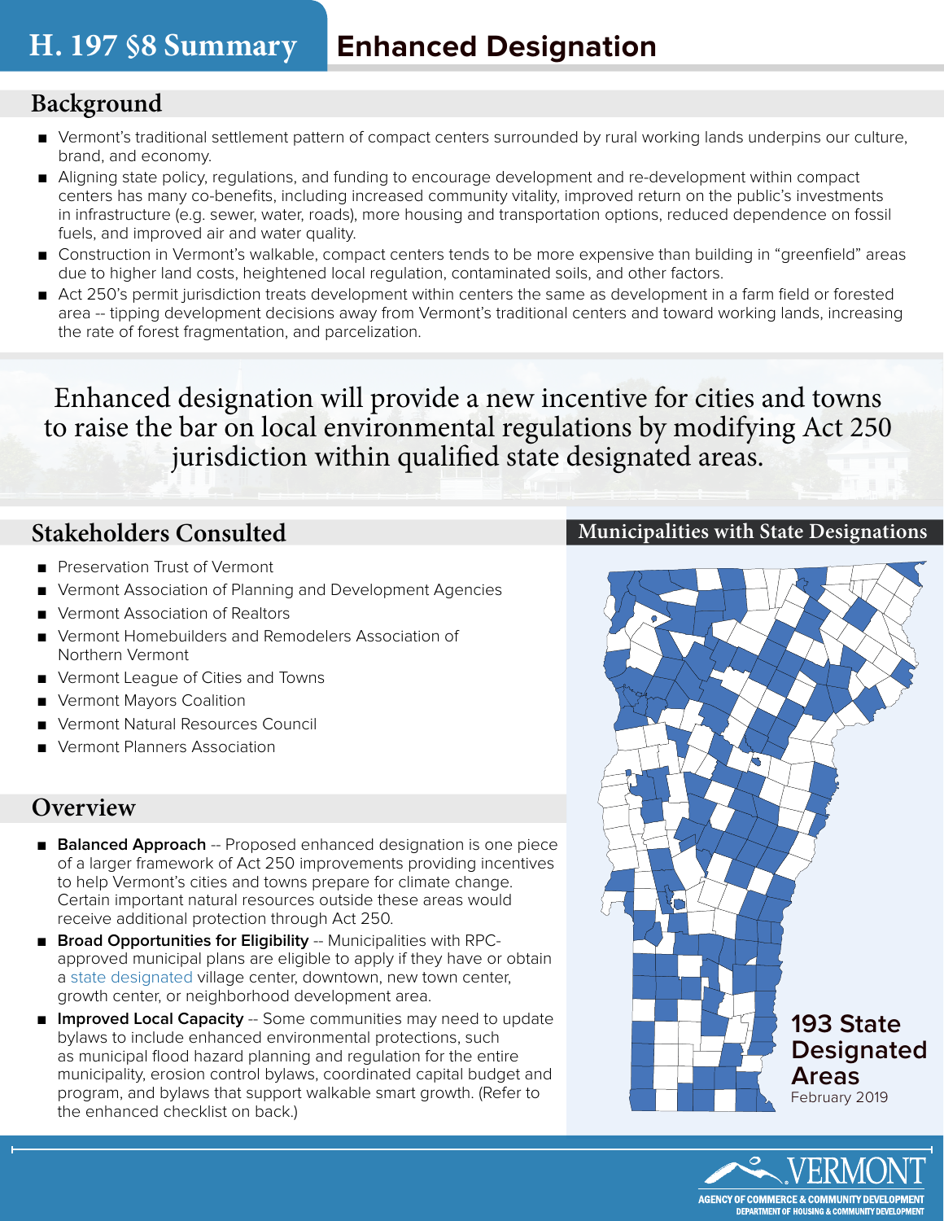# H. 197 §8 Summary — Enhanced Designation

## Background

- Vermont's traditional settlement pattern of compact centers surrounded by rural working lands underpins our culture, brand, and economy.
- Aligning state policy, regulations, and funding to encourage development and re-development within compact centers has many co-benefits, including increased community vitality, improved return on the public's investments in infrastructure (e.g. sewer, water, roads), more housing and transportation options, reduced dependence on fossil fuels, and improved air and water quality.
- Construction in Vermont's walkable, compact centers tends to be more expensive than building in "greenfield" areas due to higher land costs, heightened local regulation, contaminated soils, and other factors.
- Act 250's permit jurisdiction treats development within centers the same as development in a farm field or forested area -- tipping development decisions away from Vermont's traditional centers and toward working lands, increasing the rate of forest fragmentation, and parcelization.

**Enhanced designation will provide a new incentive for cities and towns to raise the bar on local environmental regulations by modifying Act 250 jurisdiction within qualified state designated areas.**

## Stakeholders Consulted

- Preservation Trust of Vermont
- Vermont Association of Planning and Development Agencies
- Vermont Association of Realtors
- Vermont Homebuilders and Remodelers Association of Northern Vermont
- Vermont League of Cities and Towns
- Vermont Mayors Coalition
- Vermont Natural Resources Council
- Vermont Planners Association

## Overview

- **Balanced Approach** -- Proposed enhanced designation is one piece of a larger framework of Act 250 improvements providing incentives to help Vermont's cities and towns prepare for climate change. Certain important natural resources outside these areas would receive additional protection through Act 250.
- **Broad Opportunities for Eligibility** -- Municipalities with RPC-approved municipal plans are eligible to apply if they have or obtain a state designated village center, downtown, new town center, growth center, or neighborhood development area.
- **Improved Local Capacity** -- Some communities may need to update bylaws to include enhanced environmental protections, such as municipal flood hazard planning and regulation for the entire municipality, erosion control bylaws, coordinated capital budget and program, and bylaws that support walkable smart growth. (Refer to the enhanced checklist on back.)

## Municipalities with State Designations

193 State Designated Areas
February 2019

VERMONT
AGENCY OF COMMERCE & COMMUNITY DEVELOPMENT
DEPARTMENT OF HOUSING & COMMUNITY DEVELOPMENT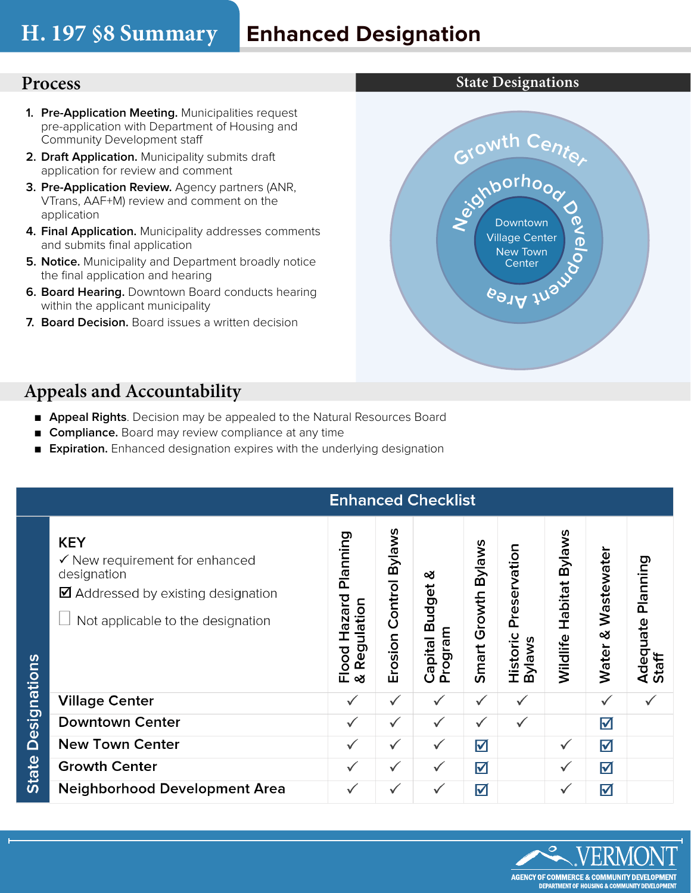# H. 197 §8 Summary

# Enhanced Designation

## Process

1. **Pre-Application Meeting.** Municipalities request pre-application with Department of Housing and Community Development staff
2. **Draft Application.** Municipality submits draft application for review and comment
3. **Pre-Application Review.** Agency partners (ANR, VTrans, AAF+M) review and comment on the application
4. **Final Application.** Municipality addresses comments and submits final application
5. **Notice.** Municipality and Department broadly notice the final application and hearing
6. **Board Hearing.** Downtown Board conducts hearing within the applicant municipality
7. **Board Decision.** Board issues a written decision

## State Designations

Growth Center

Neighborhood Development Area

Downtown
Village Center
New Town Center

## Appeals and Accountability

- **Appeal Rights**. Decision may be appealed to the Natural Resources Board
- **Compliance.** Board may review compliance at any time
- **Expiration.** Enhanced designation expires with the underlying designation

## Enhanced Checklist

KEY
✓ New requirement for enhanced designation
☑ Addressed by existing designation
☐ Not applicable to the designation

| State Designations | Flood Hazard Planning & Regulation | Erosion Control Bylaws | Capital Budget & Program | Smart Growth Bylaws | Historic Preservation Bylaws | Wildlife Habitat Bylaws | Water & Wastewater | Adequate Planning Staff |
|---|---|---|---|---|---|---|---|---|
| Village Center | ✓ | ✓ | ✓ | ✓ | ✓ | | ✓ | ✓ |
| Downtown Center | ✓ | ✓ | ✓ | ✓ | ✓ | | ☑ | |
| New Town Center | ✓ | ✓ | ✓ | ☑ | | ✓ | ☑ | |
| Growth Center | ✓ | ✓ | ✓ | ☑ | | ✓ | ☑ | |
| Neighborhood Development Area | ✓ | ✓ | ✓ | ☑ | | ✓ | ☑ | |

VERMONT
AGENCY OF COMMERCE & COMMUNITY DEVELOPMENT
DEPARTMENT OF HOUSING & COMMUNITY DEVELOPMENT